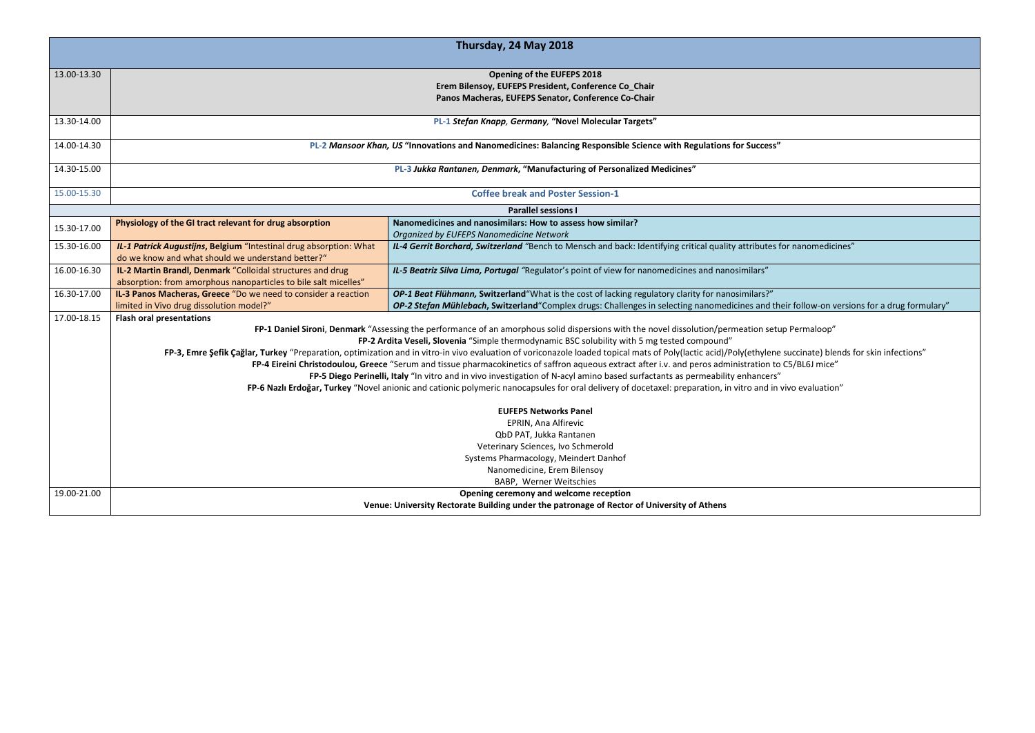| Thursday, 24 May 2018 | | |
|---|---|---|
| 13.00-13.30 | **Opening of the EUFEPS 2018**<br>**Erem Bilensoy, EUFEPS President, Conference Co_Chair**<br>**Panos Macheras, EUFEPS Senator, Conference Co-Chair** | |
| 13.30-14.00 | **PL-1 *Stefan Knapp*, *Germany*, "Novel Molecular Targets"** | |
| 14.00-14.30 | **PL-2 *Mansoor Khan, US* "Innovations and Nanomedicines: Balancing Responsible Science with Regulations for Success"** | |
| 14.30-15.00 | **PL-3 *Jukka Rantanen, Denmark*, "Manufacturing of Personalized Medicines"** | |
| 15.00-15.30 | **Coffee break and Poster Session-1** | |
| | **Parallel sessions I** | |
| 15.30-17.00 | **Physiology of the GI tract relevant for drug absorption** | **Nanomedicines and nanosimilars: How to assess how similar?**<br>*Organized by EUFEPS Nanomedicine Network* |
| 15.30-16.00 | ***IL-1 Patrick Augustijns*, Belgium** "Intestinal drug absorption: What do we know and what should we understand better?" | ***IL-4 Gerrit Borchard, Switzerland*** "Bench to Mensch and back: Identifying critical quality attributes for nanomedicines" |
| 16.00-16.30 | **IL-2 Martin Brandl, Denmark** "Colloidal structures and drug absorption: from amorphous nanoparticles to bile salt micelles" | ***IL-5 Beatriz Silva Lima, Portugal*** "Regulator's point of view for nanomedicines and nanosimilars" |
| 16.30-17.00 | **IL-3 Panos Macheras, Greece** "Do we need to consider a reaction limited in Vivo drug dissolution model?" | ***OP-1 Beat Flühmann*, Switzerland**"What is the cost of lacking regulatory clarity for nanosimilars?"<br>***OP-2 Stefan Mühlebach*, Switzerland**"Complex drugs: Challenges in selecting nanomedicines and their follow-on versions for a drug formulary" |
| 17.00-18.15 | **Flash oral presentations**<br>**FP-1 Daniel Sironi**, **Denmark** "Assessing the performance of an amorphous solid dispersions with the novel dissolution/permeation setup Permaloop"<br>**FP-2 Ardita Veseli, Slovenia** "Simple thermodynamic BSC solubility with 5 mg tested compound"<br>**FP-3, Emre Şefik Çağlar, Turkey** "Preparation, optimization and in vitro-in vivo evaluation of voriconazole loaded topical mats of Poly(lactic acid)/Poly(ethylene succinate) blends for skin infections"<br>**FP-4 Eireini Christodoulou, Greece** "Serum and tissue pharmacokinetics of saffron aqueous extract after i.v. and peros administration to C5/BL6J mice"<br>**FP-5 Diego Perinelli, Italy** "In vitro and in vivo investigation of N-acyl amino based surfactants as permeability enhancers"<br>**FP-6 Nazlı Erdoğar, Turkey** "Novel anionic and cationic polymeric nanocapsules for oral delivery of docetaxel: preparation, in vitro and in vivo evaluation"<br><br>**EUFEPS Networks Panel**<br>EPRIN, Ana Alfirevic<br>QbD PAT, Jukka Rantanen<br>Veterinary Sciences, Ivo Schmerold<br>Systems Pharmacology, Meindert Danhof<br>Nanomedicine, Erem Bilensoy<br>BABP, Werner Weitschies | |
| 19.00-21.00 | **Opening ceremony and welcome reception**<br>**Venue: University Rectorate Building under the patronage of Rector of University of Athens** | |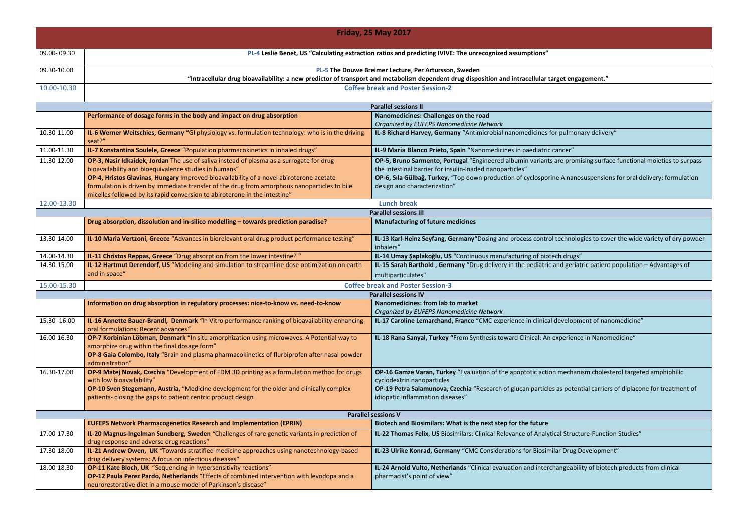| Friday, 25 May 2017 | | |
|---|---|---|
| 09.00- 09.30 | **PL-4 Leslie Benet, US "Calculating extraction ratios and predicting IVIVE: The unrecognized assumptions"** | |
| 09.30-10.00 | **PL-5 The Douwe Breimer Lecture, Per Artursson, Sweden "Intracellular drug bioavailability: a new predictor of transport and metabolism dependent drug disposition and intracellular target engagement."** | |
| 10.00-10.30 | **Coffee break and Poster Session-2** | |
| | **Parallel sessions II** | |
| | **Performance of dosage forms in the body and impact on drug absorption** | **Nanomedicines: Challenges on the road** *Organized by EUFEPS Nanomedicine Network* |
| 10.30-11.00 | **IL-6 Werner Weitschies, Germany** "GI physiology vs. formulation technology: who is in the driving seat?" | **IL-8 Richard Harvey, Germany** "Antimicrobial nanomedicines for pulmonary delivery" |
| 11.00-11.30 | **IL-7 Konstantina Soulele, Greece** "Population pharmacokinetics in inhaled drugs" | **IL-9 Maria Blanco Prieto, Spain** "Nanomedicines in paediatric cancer" |
| 11.30-12.00 | **OP-3, Nasir Idkaidek, Jordan** The use of saliva instead of plasma as a surrogate for drug bioavailability and bioequivalence studies in humans" **OP-4, Hristos Glavinas, Hungary** Improved bioavailability of a novel abiroterone acetate formulation is driven by immediate transfer of the drug from amorphous nanoparticles to bile micelles followed by its rapid conversion to abiroterone in the intestine" | **OP-5, Bruno Sarmento, Portugal** "Engineered albumin variants are promising surface functional moieties to surpass the intestinal barrier for insulin-loaded nanoparticles" **OP-6, Sıla Gülbağ, Turkey,** "Top down production of cyclosporine A nanosuspensions for oral delivery: formulation design and characterization" |
| 12.00-13.30 | **Lunch break** | |
| | **Parallel sessions III** | |
| | **Drug absorption, dissolution and in-silico modelling – towards prediction paradise?** | **Manufacturing of future medicines** |
| 13.30-14.00 | **IL-10 Maria Vertzoni, Greece** "Advances in biorelevant oral drug product performance testing" | **IL-13 Karl-Heinz Seyfang, Germany**"Dosing and process control technologies to cover the wide variety of dry powder inhalers" |
| 14.00-14.30 | **IL-11 Christos Reppas, Greece** "Drug absorption from the lower intestine? " | **IL-14 Umay Şaplakoğlu, US** "Continuous manufacturing of biotech drugs" |
| 14.30-15.00 | **IL-12 Hartmut Derendorf, US** "Modeling and simulation to streamline dose optimization on earth and in space" | **IL-15 Sarah Barthold , Germany** "Drug delivery in the pediatric and geriatric patient population – Advantages of multiparticulates" |
| 15.00-15.30 | **Coffee break and Poster Session-3** | |
| | **Parallel sessions IV** | |
| | **Information on drug absorption in regulatory processes: nice-to-know vs. need-to-know** | **Nanomedicines: from lab to market** *Organized by EUFEPS Nanomedicine Network* |
| 15.30 -16.00 | **IL-16 Annette Bauer-Brandl, Denmark** "In Vitro performance ranking of bioavailability-enhancing oral formulations: Recent advances" | **IL-17 Caroline Lemarchand, France** "CMC experience in clinical development of nanomedicine" |
| 16.00-16.30 | **OP-7 Korbinian Löbman, Denmark** "In situ amorphization using microwaves. A Potential way to amorphize drug within the final dosage form" **OP-8 Gaia Colombo, Italy** "Brain and plasma pharmacokinetics of flurbiprofen after nasal powder administration" | **IL-18 Rana Sanyal, Turkey** "From Synthesis toward Clinical: An experience in Nanomedicine" |
| 16.30-17.00 | **OP-9 Matej Novak, Czechia** "Development of FDM 3D printing as a formulation method for drugs with low bioavailability" **OP-10 Sven Stegemann, Austria,** "Medicine development for the older and clinically complex patients- closing the gaps to patient centric product design | **OP-16 Gamze Varan, Turkey** "Evaluation of the apoptotic action mechanism cholesterol targeted amphiphilic cyclodextrin nanoparticles **OP-19 Petra Salamunova, Czechia** "Research of glucan particles as potential carriers of diplacone for treatment of idiopatic inflammation diseases" |
| | **Parallel sessions V** | |
| | **EUFEPS Network Pharmacogenetics Research and Implementation (EPRIN)** | **Biotech and Biosimilars: What is the next step for the future** |
| 17.00-17.30 | **IL-20 Magnus-Ingelman Sundberg, Sweden** "Challenges of rare genetic variants in prediction of drug response and adverse drug reactions" | **IL-22 Thomas Felix, US** Biosimilars: Clinical Relevance of Analytical Structure-Function Studies" |
| 17.30-18.00 | **IL-21 Andrew Owen, UK** "Towards stratified medicine approaches using nanotechnology-based drug delivery systems: A focus on infectious diseases" | **IL-23 Ulrike Konrad, Germany** "CMC Considerations for Biosimilar Drug Development" |
| 18.00-18.30 | **OP-11 Kate Bloch, UK** "Sequencing in hypersensitivity reactions" **OP-12 Paula Perez Pardo, Netherlands** "Effects of combined intervention with levodopa and a neurorestorative diet in a mouse model of Parkinson's disease" | **IL-24 Arnold Vulto, Netherlands** "Clinical evaluation and interchangeability of biotech products from clinical pharmacist's point of view" |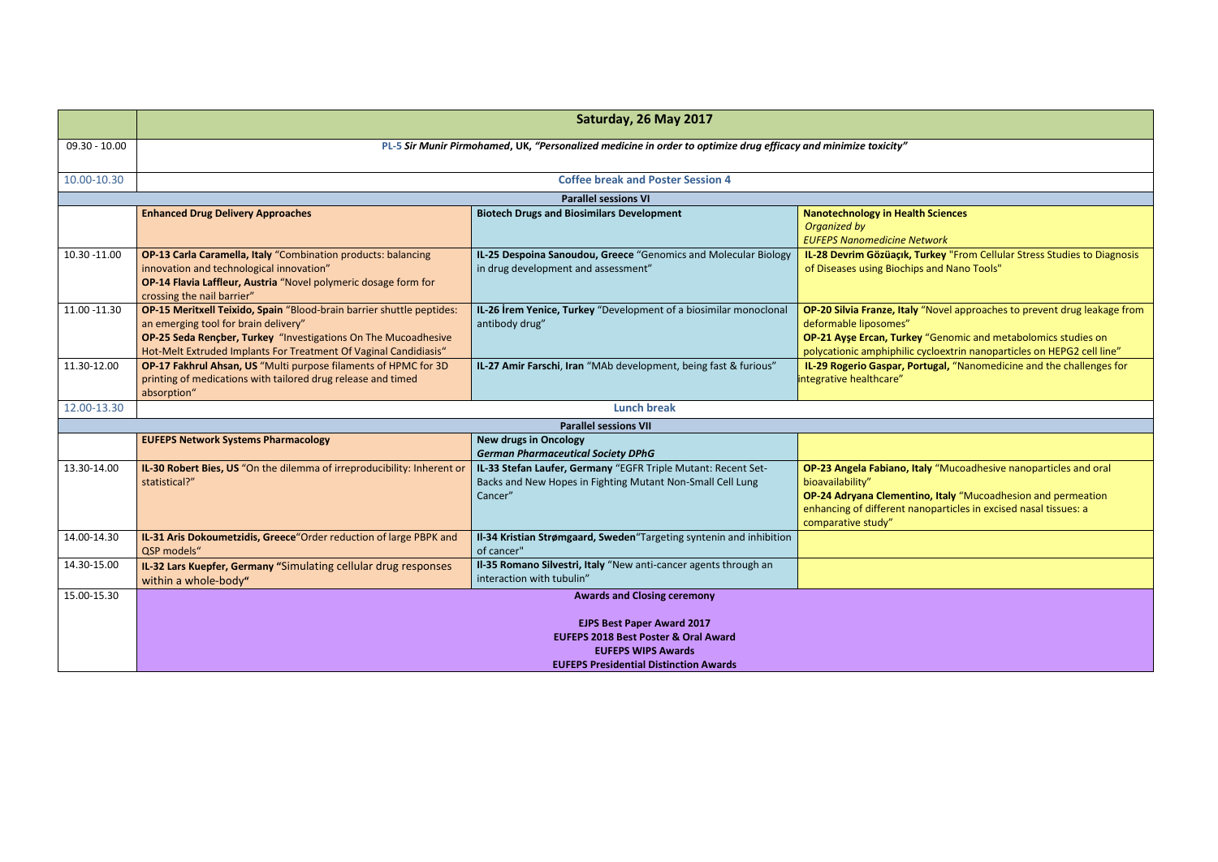| | | | |
|---|---|---|---|
| | **Saturday, 26 May 2017** | | |
| 09.30 - 10.00 | ***PL-5 Sir Munir Pirmohamed, UK, "Personalized medicine in order to optimize drug efficacy and minimize toxicity"*** | | |
| 10.00-10.30 | **Coffee break and Poster Session 4** | | |
| | **Parallel sessions VI** | | |
| | **Enhanced Drug Delivery Approaches** | **Biotech Drugs and Biosimilars Development** | **Nanotechnology in Health Sciences** *Organized by* *EUFEPS Nanomedicine Network* |
| 10.30 -11.00 | **OP-13 Carla Caramella, Italy** "Combination products: balancing innovation and technological innovation" **OP-14 Flavia Laffleur, Austria** "Novel polymeric dosage form for crossing the nail barrier" | **IL-25 Despoina Sanoudou, Greece** "Genomics and Molecular Biology in drug development and assessment" | **IL-28 Devrim Gözüaçık, Turkey** "From Cellular Stress Studies to Diagnosis of Diseases using Biochips and Nano Tools" |
| 11.00 -11.30 | **OP-15 Meritxell Teixido, Spain** "Blood-brain barrier shuttle peptides: an emerging tool for brain delivery" **OP-25 Seda Rençber, Turkey** "Investigations On The Mucoadhesive Hot-Melt Extruded Implants For Treatment Of Vaginal Candidiasis" | **IL-26 İrem Yenice, Turkey** "Development of a biosimilar monoclonal antibody drug" | **OP-20 Silvia Franze, Italy** "Novel approaches to prevent drug leakage from deformable liposomes" **OP-21 Ayşe Ercan, Turkey** "Genomic and metabolomics studies on polycationic amphiphilic cycloextrin nanoparticles on HEPG2 cell line" |
| 11.30-12.00 | **OP-17 Fakhrul Ahsan, US** "Multi purpose filaments of HPMC for 3D printing of medications with tailored drug release and timed absorption" | **IL-27 Amir Farschi, Iran** "MAb development, being fast & furious" | **IL-29 Rogerio Gaspar, Portugal,** "Nanomedicine and the challenges for integrative healthcare" |
| 12.00-13.30 | **Lunch break** | | |
| | **Parallel sessions VII** | | |
| | **EUFEPS Network Systems Pharmacology** | **New drugs in Oncology** ***German Pharmaceutical Society DPhG*** | |
| 13.30-14.00 | **IL-30 Robert Bies, US** "On the dilemma of irreproducibility: Inherent or statistical?" | **IL-33 Stefan Laufer, Germany** "EGFR Triple Mutant: Recent Set-Backs and New Hopes in Fighting Mutant Non-Small Cell Lung Cancer" | **OP-23 Angela Fabiano, Italy** "Mucoadhesive nanoparticles and oral bioavailability" **OP-24 Adryana Clementino, Italy** "Mucoadhesion and permeation enhancing of different nanoparticles in excised nasal tissues: a comparative study" |
| 14.00-14.30 | **IL-31 Aris Dokoumetzidis, Greece**"Order reduction of large PBPK and QSP models" | **Il-34 Kristian Strømgaard, Sweden**"Targeting syntenin and inhibition of cancer" | |
| 14.30-15.00 | **IL-32 Lars Kuepfer, Germany "**Simulating cellular drug responses within a whole-body**"** | **Il-35 Romano Silvestri, Italy** "New anti-cancer agents through an interaction with tubulin" | |
| 15.00-15.30 | **Awards and Closing ceremony** **EJPS Best Paper Award 2017** **EUFEPS 2018 Best Poster & Oral Award** **EUFEPS WIPS Awards** **EUFEPS Presidential Distinction Awards** | | |